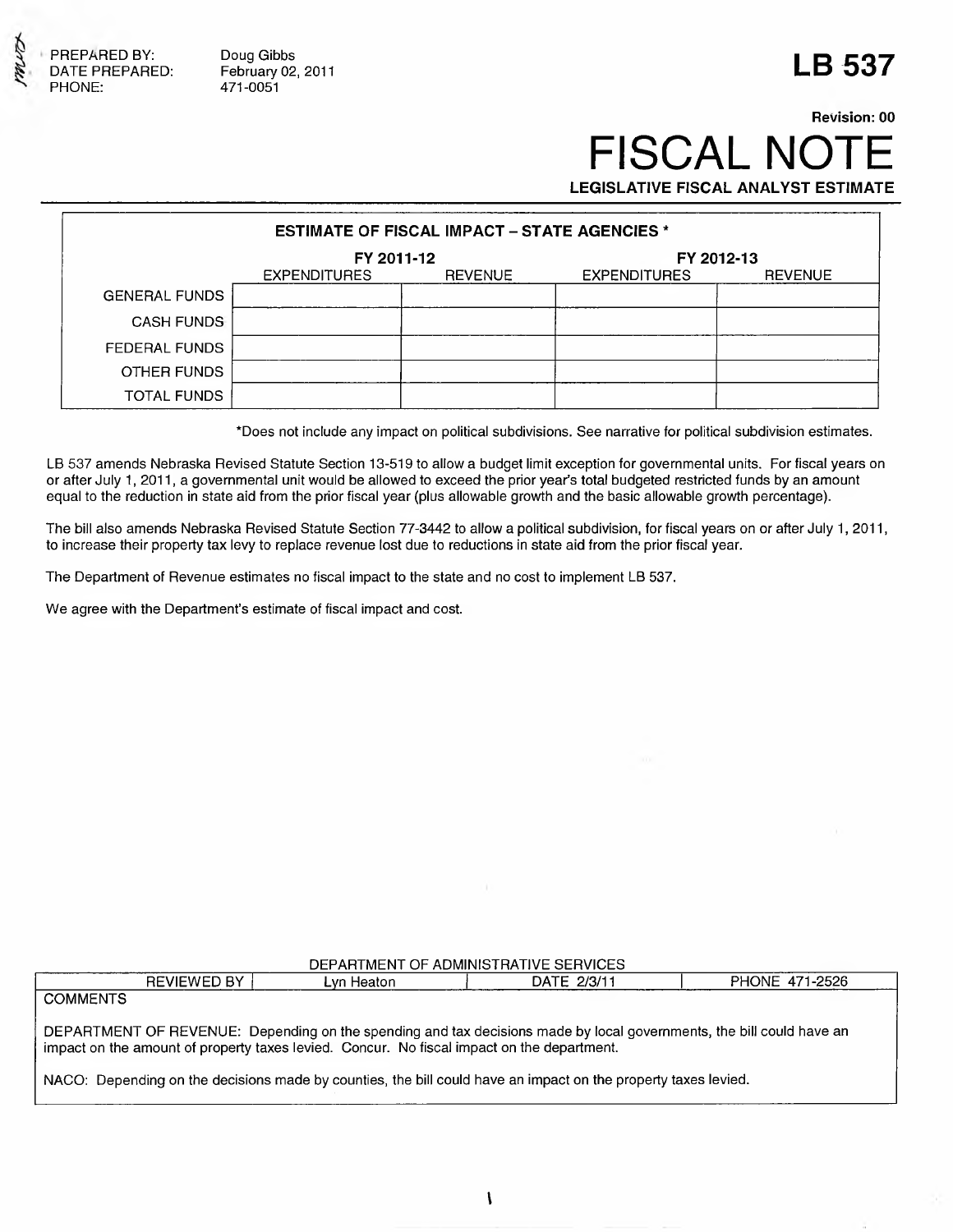PREPARED BY: Doug Gibbs
DATE PREPARED: February 02, 2011
PHONE: 471-0051

# LB 537

Revision: 00

# FISCAL NOTE

**LEGISLATIVE FISCAL ANALYST ESTIMATE**

| ESTIMATE OF FISCAL IMPACT – STATE AGENCIES * | | | | |
|---|---|---|---|---|
| | FY 2011-12 | | FY 2012-13 | |
| | EXPENDITURES | REVENUE | EXPENDITURES | REVENUE |
| GENERAL FUNDS | | | | |
| CASH FUNDS | | | | |
| FEDERAL FUNDS | | | | |
| OTHER FUNDS | | | | |
| TOTAL FUNDS | | | | |

*Does not include any impact on political subdivisions. See narrative for political subdivision estimates.

LB 537 amends Nebraska Revised Statute Section 13-519 to allow a budget limit exception for governmental units. For fiscal years on or after July 1, 2011, a governmental unit would be allowed to exceed the prior year's total budgeted restricted funds by an amount equal to the reduction in state aid from the prior fiscal year (plus allowable growth and the basic allowable growth percentage).

The bill also amends Nebraska Revised Statute Section 77-3442 to allow a political subdivision, for fiscal years on or after July 1, 2011, to increase their property tax levy to replace revenue lost due to reductions in state aid from the prior fiscal year.

The Department of Revenue estimates no fiscal impact to the state and no cost to implement LB 537.

We agree with the Department's estimate of fiscal impact and cost.

| DEPARTMENT OF ADMINISTRATIVE SERVICES | | | |
|---|---|---|---|
| REVIEWED BY | Lyn Heaton | DATE 2/3/11 | PHONE 471-2526 |

COMMENTS

DEPARTMENT OF REVENUE: Depending on the spending and tax decisions made by local governments, the bill could have an impact on the amount of property taxes levied. Concur. No fiscal impact on the department.

NACO: Depending on the decisions made by counties, the bill could have an impact on the property taxes levied.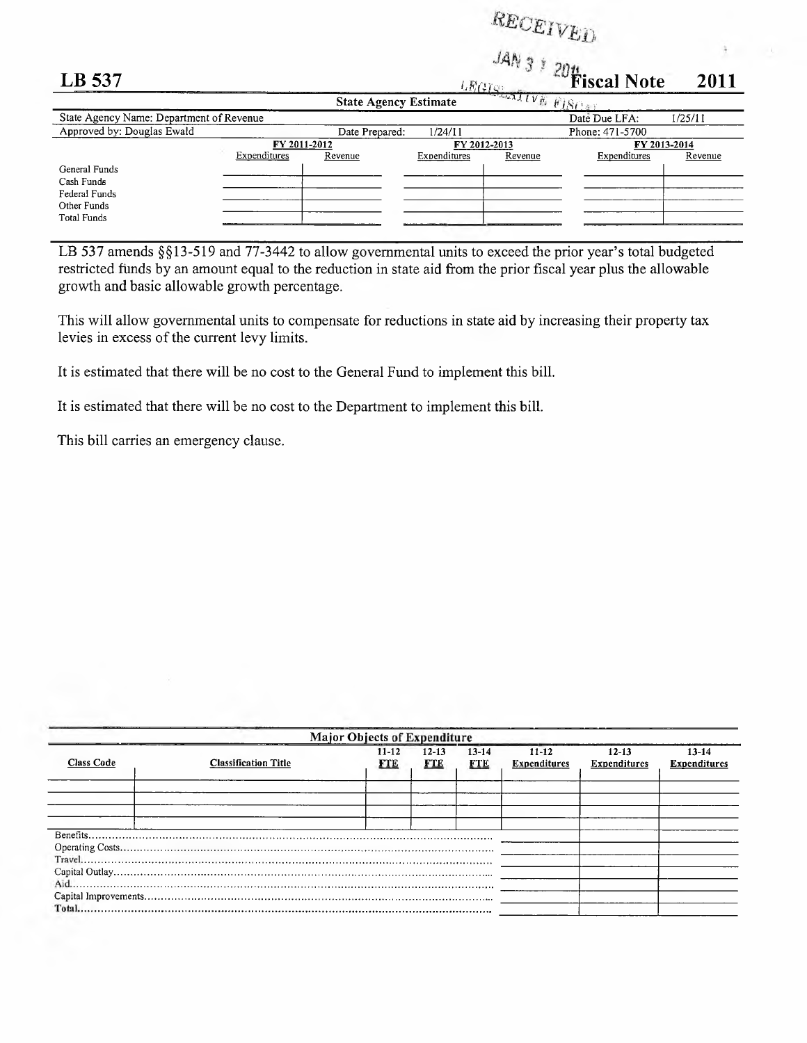RECEIVED

JAN 31 2011

LEGISLATIVE FISCAL

# LB 537 Fiscal Note 2011

**State Agency Estimate**

| State Agency Name: Department of Revenue | | | | Date Due LFA: 1/25/11 | |
|---|---|---|---|---|---|
| Approved by: Douglas Ewald | | Date Prepared: 1/24/11 | | Phone: 471-5700 | |

| | FY 2011-2012 | | FY 2012-2013 | | FY 2013-2014 | |
|---|---|---|---|---|---|---|
| | Expenditures | Revenue | Expenditures | Revenue | Expenditures | Revenue |
| General Funds | | | | | | |
| Cash Funds | | | | | | |
| Federal Funds | | | | | | |
| Other Funds | | | | | | |
| Total Funds | | | | | | |

LB 537 amends §§13-519 and 77-3442 to allow governmental units to exceed the prior year's total budgeted restricted funds by an amount equal to the reduction in state aid from the prior fiscal year plus the allowable growth and basic allowable growth percentage.

This will allow governmental units to compensate for reductions in state aid by increasing their property tax levies in excess of the current levy limits.

It is estimated that there will be no cost to the General Fund to implement this bill.

It is estimated that there will be no cost to the Department to implement this bill.

This bill carries an emergency clause.

**Major Objects of Expenditure**

| Class Code | Classification Title | 11-12 FTE | 12-13 FTE | 13-14 FTE | 11-12 Expenditures | 12-13 Expenditures | 13-14 Expenditures |
|---|---|---|---|---|---|---|---|
| | | | | | | | |
| | | | | | | | |
| | | | | | | | |
| | | | | | | | |
| Benefits | | | | | | | |
| Operating Costs | | | | | | | |
| Travel | | | | | | | |
| Capital Outlay | | | | | | | |
| Aid | | | | | | | |
| Capital Improvements | | | | | | | |
| **Total** | | | | | | | |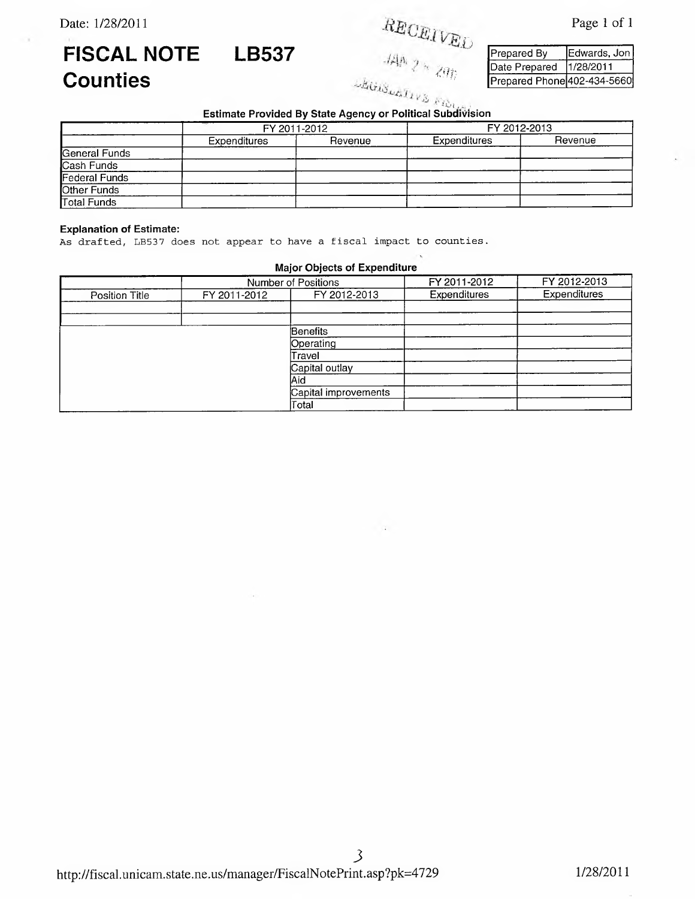Date: 1/28/2011

# FISCAL NOTE LB537
# Counties

RECEIVED
JAN 2 8 2011
LEGISLATIVE FISCAL

| | |
|---|---|
| Prepared By | Edwards, Jon |
| Date Prepared | 1/28/2011 |
| Prepared Phone | 402-434-5660 |

**Estimate Provided By State Agency or Political Subdivision**

| | FY 2011-2012 | | FY 2012-2013 | |
|---|---|---|---|---|
| | Expenditures | Revenue | Expenditures | Revenue |
| General Funds | | | | |
| Cash Funds | | | | |
| Federal Funds | | | | |
| Other Funds | | | | |
| Total Funds | | | | |

**Explanation of Estimate:**

As drafted, LB537 does not appear to have a fiscal impact to counties.

**Major Objects of Expenditure**

| | Number of Positions | | FY 2011-2012 | FY 2012-2013 |
|---|---|---|---|---|
| Position Title | FY 2011-2012 | FY 2012-2013 | Expenditures | Expenditures |
| | | | | |
| | | | | |
| | | Benefits | | |
| | | Operating | | |
| | | Travel | | |
| | | Capital outlay | | |
| | | Aid | | |
| | | Capital improvements | | |
| | | Total | | |

http://fiscal.unicam.state.ne.us/manager/FiscalNotePrint.asp?pk=4729 1/28/2011